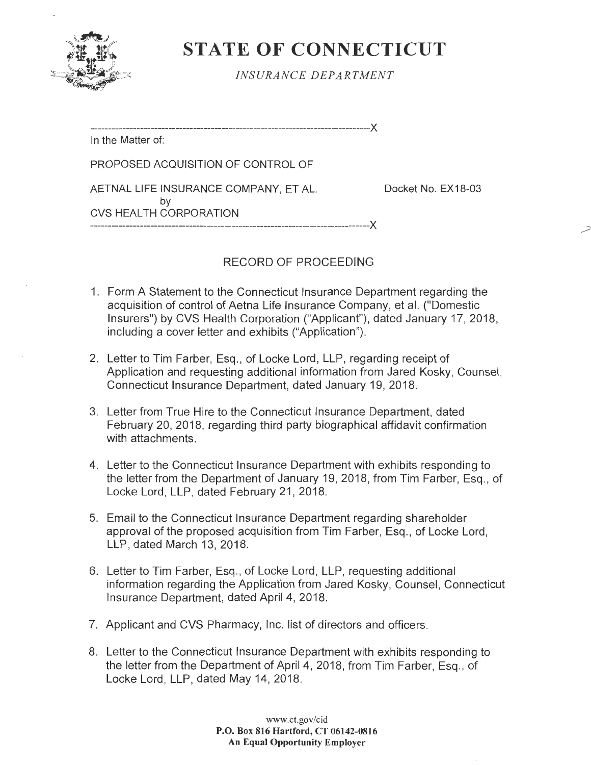# STATE OF CONNECTICUT

*INSURANCE DEPARTMENT*

---

In the Matter of:

PROPOSED ACQUISITION OF CONTROL OF

AETNAL LIFE INSURANCE COMPANY, ET AL. — Docket No. EX18-03

by

CVS HEALTH CORPORATION

---

## RECORD OF PROCEEDING

1. Form A Statement to the Connecticut Insurance Department regarding the acquisition of control of Aetna Life Insurance Company, et al. ("Domestic Insurers") by CVS Health Corporation ("Applicant"), dated January 17, 2018, including a cover letter and exhibits ("Application").

2. Letter to Tim Farber, Esq., of Locke Lord, LLP, regarding receipt of Application and requesting additional information from Jared Kosky, Counsel, Connecticut Insurance Department, dated January 19, 2018.

3. Letter from True Hire to the Connecticut Insurance Department, dated February 20, 2018, regarding third party biographical affidavit confirmation with attachments.

4. Letter to the Connecticut Insurance Department with exhibits responding to the letter from the Department of January 19, 2018, from Tim Farber, Esq., of Locke Lord, LLP, dated February 21, 2018.

5. Email to the Connecticut Insurance Department regarding shareholder approval of the proposed acquisition from Tim Farber, Esq., of Locke Lord, LLP, dated March 13, 2018.

6. Letter to Tim Farber, Esq., of Locke Lord, LLP, requesting additional information regarding the Application from Jared Kosky, Counsel, Connecticut Insurance Department, dated April 4, 2018.

7. Applicant and CVS Pharmacy, Inc. list of directors and officers.

8. Letter to the Connecticut Insurance Department with exhibits responding to the letter from the Department of April 4, 2018, from Tim Farber, Esq., of Locke Lord, LLP, dated May 14, 2018.

www.ct.gov/cid
**P.O. Box 816 Hartford, CT 06142-0816**
**An Equal Opportunity Employer**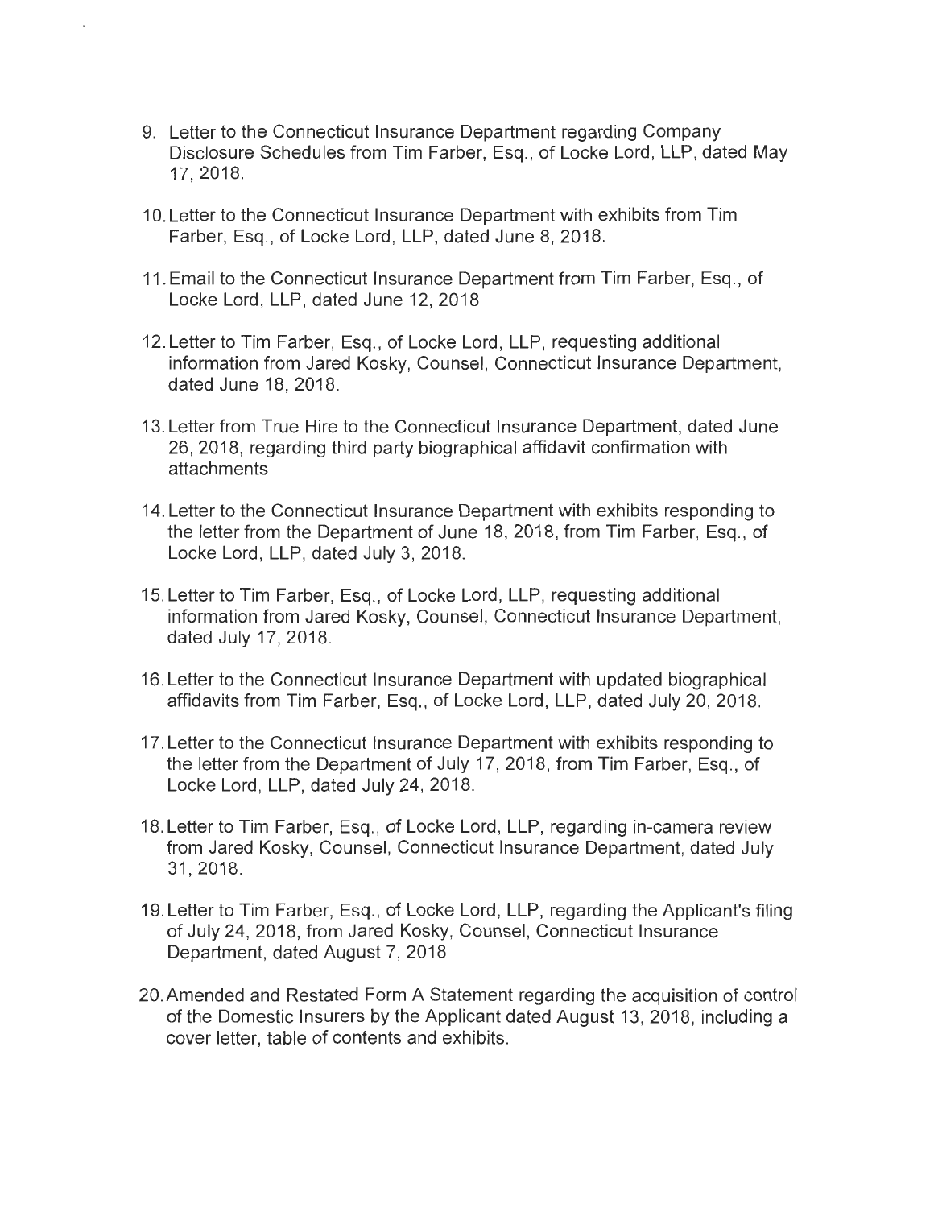9. Letter to the Connecticut Insurance Department regarding Company Disclosure Schedules from Tim Farber, Esq., of Locke Lord, LLP, dated May 17, 2018.

10. Letter to the Connecticut Insurance Department with exhibits from Tim Farber, Esq., of Locke Lord, LLP, dated June 8, 2018.

11. Email to the Connecticut Insurance Department from Tim Farber, Esq., of Locke Lord, LLP, dated June 12, 2018

12. Letter to Tim Farber, Esq., of Locke Lord, LLP, requesting additional information from Jared Kosky, Counsel, Connecticut Insurance Department, dated June 18, 2018.

13. Letter from True Hire to the Connecticut Insurance Department, dated June 26, 2018, regarding third party biographical affidavit confirmation with attachments

14. Letter to the Connecticut Insurance Department with exhibits responding to the letter from the Department of June 18, 2018, from Tim Farber, Esq., of Locke Lord, LLP, dated July 3, 2018.

15. Letter to Tim Farber, Esq., of Locke Lord, LLP, requesting additional information from Jared Kosky, Counsel, Connecticut Insurance Department, dated July 17, 2018.

16. Letter to the Connecticut Insurance Department with updated biographical affidavits from Tim Farber, Esq., of Locke Lord, LLP, dated July 20, 2018.

17. Letter to the Connecticut Insurance Department with exhibits responding to the letter from the Department of July 17, 2018, from Tim Farber, Esq., of Locke Lord, LLP, dated July 24, 2018.

18. Letter to Tim Farber, Esq., of Locke Lord, LLP, regarding in-camera review from Jared Kosky, Counsel, Connecticut Insurance Department, dated July 31, 2018.

19. Letter to Tim Farber, Esq., of Locke Lord, LLP, regarding the Applicant's filing of July 24, 2018, from Jared Kosky, Counsel, Connecticut Insurance Department, dated August 7, 2018

20. Amended and Restated Form A Statement regarding the acquisition of control of the Domestic Insurers by the Applicant dated August 13, 2018, including a cover letter, table of contents and exhibits.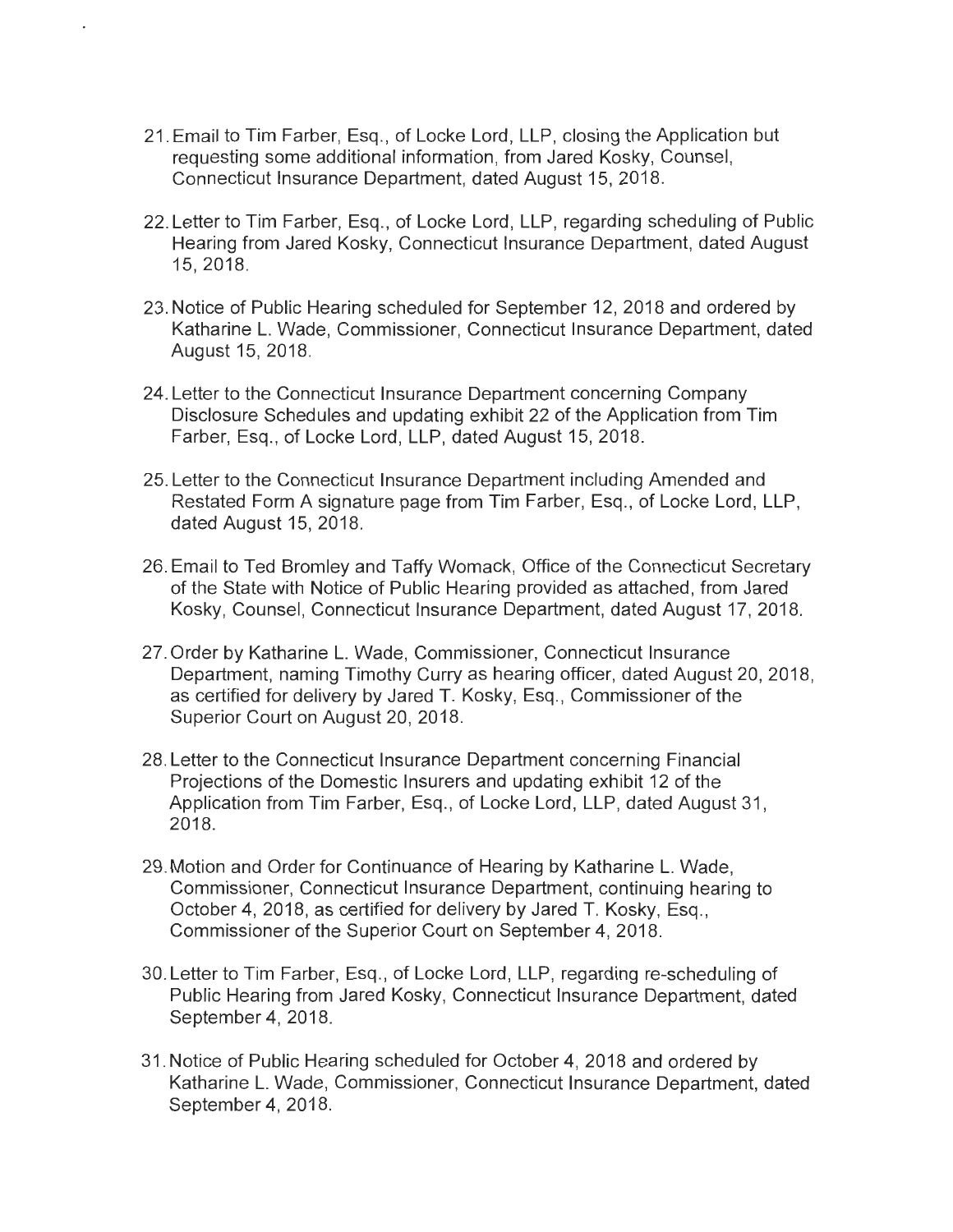21. Email to Tim Farber, Esq., of Locke Lord, LLP, closing the Application but requesting some additional information, from Jared Kosky, Counsel, Connecticut Insurance Department, dated August 15, 2018.

22. Letter to Tim Farber, Esq., of Locke Lord, LLP, regarding scheduling of Public Hearing from Jared Kosky, Connecticut Insurance Department, dated August 15, 2018.

23. Notice of Public Hearing scheduled for September 12, 2018 and ordered by Katharine L. Wade, Commissioner, Connecticut Insurance Department, dated August 15, 2018.

24. Letter to the Connecticut Insurance Department concerning Company Disclosure Schedules and updating exhibit 22 of the Application from Tim Farber, Esq., of Locke Lord, LLP, dated August 15, 2018.

25. Letter to the Connecticut Insurance Department including Amended and Restated Form A signature page from Tim Farber, Esq., of Locke Lord, LLP, dated August 15, 2018.

26. Email to Ted Bromley and Taffy Womack, Office of the Connecticut Secretary of the State with Notice of Public Hearing provided as attached, from Jared Kosky, Counsel, Connecticut Insurance Department, dated August 17, 2018.

27. Order by Katharine L. Wade, Commissioner, Connecticut Insurance Department, naming Timothy Curry as hearing officer, dated August 20, 2018, as certified for delivery by Jared T. Kosky, Esq., Commissioner of the Superior Court on August 20, 2018.

28. Letter to the Connecticut Insurance Department concerning Financial Projections of the Domestic Insurers and updating exhibit 12 of the Application from Tim Farber, Esq., of Locke Lord, LLP, dated August 31, 2018.

29. Motion and Order for Continuance of Hearing by Katharine L. Wade, Commissioner, Connecticut Insurance Department, continuing hearing to October 4, 2018, as certified for delivery by Jared T. Kosky, Esq., Commissioner of the Superior Court on September 4, 2018.

30. Letter to Tim Farber, Esq., of Locke Lord, LLP, regarding re-scheduling of Public Hearing from Jared Kosky, Connecticut Insurance Department, dated September 4, 2018.

31. Notice of Public Hearing scheduled for October 4, 2018 and ordered by Katharine L. Wade, Commissioner, Connecticut Insurance Department, dated September 4, 2018.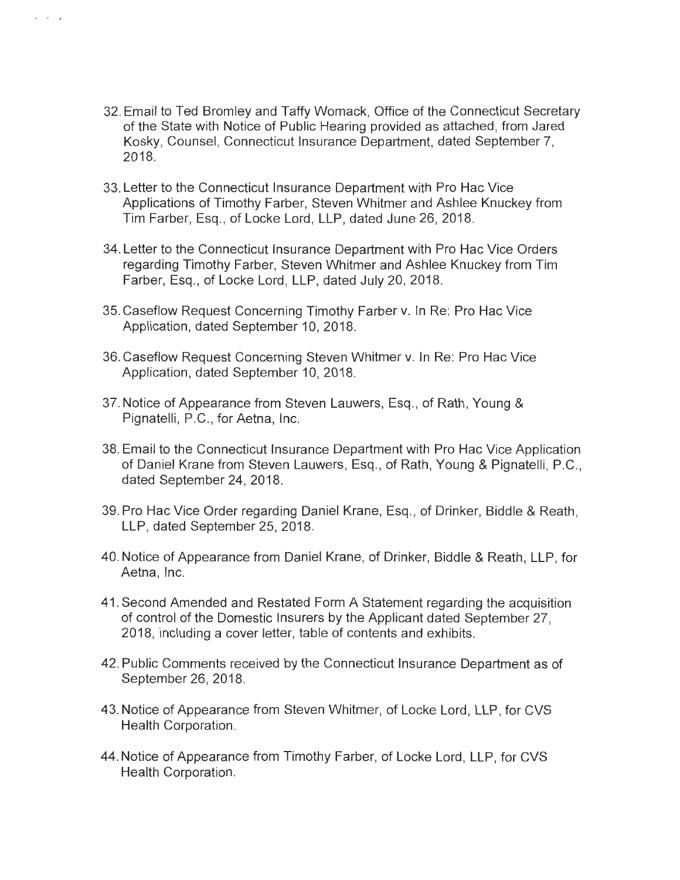32. Email to Ted Bromley and Taffy Womack, Office of the Connecticut Secretary of the State with Notice of Public Hearing provided as attached, from Jared Kosky, Counsel, Connecticut Insurance Department, dated September 7, 2018.

33. Letter to the Connecticut Insurance Department with Pro Hac Vice Applications of Timothy Farber, Steven Whitmer and Ashlee Knuckey from Tim Farber, Esq., of Locke Lord, LLP, dated June 26, 2018.

34. Letter to the Connecticut Insurance Department with Pro Hac Vice Orders regarding Timothy Farber, Steven Whitmer and Ashlee Knuckey from Tim Farber, Esq., of Locke Lord, LLP, dated July 20, 2018.

35. Caseflow Request Concerning Timothy Farber v. In Re: Pro Hac Vice Application, dated September 10, 2018.

36. Caseflow Request Concerning Steven Whitmer v. In Re: Pro Hac Vice Application, dated September 10, 2018.

37. Notice of Appearance from Steven Lauwers, Esq., of Rath, Young & Pignatelli, P.C., for Aetna, Inc.

38. Email to the Connecticut Insurance Department with Pro Hac Vice Application of Daniel Krane from Steven Lauwers, Esq., of Rath, Young & Pignatelli, P.C., dated September 24, 2018.

39. Pro Hac Vice Order regarding Daniel Krane, Esq., of Drinker, Biddle & Reath, LLP, dated September 25, 2018.

40. Notice of Appearance from Daniel Krane, of Drinker, Biddle & Reath, LLP, for Aetna, Inc.

41. Second Amended and Restated Form A Statement regarding the acquisition of control of the Domestic Insurers by the Applicant dated September 27, 2018, including a cover letter, table of contents and exhibits.

42. Public Comments received by the Connecticut Insurance Department as of September 26, 2018.

43. Notice of Appearance from Steven Whitmer, of Locke Lord, LLP, for CVS Health Corporation.

44. Notice of Appearance from Timothy Farber, of Locke Lord, LLP, for CVS Health Corporation.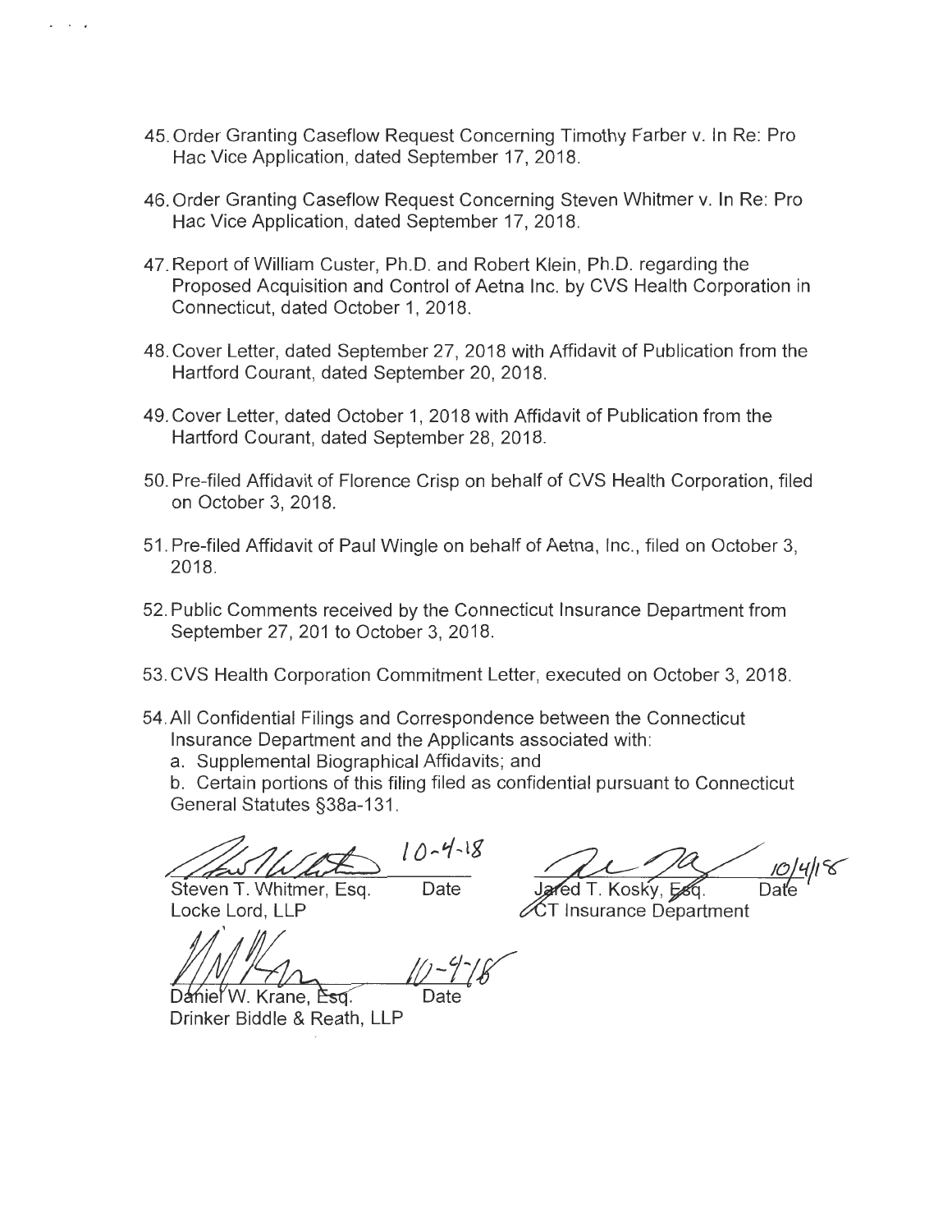45. Order Granting Caseflow Request Concerning Timothy Farber v. In Re: Pro Hac Vice Application, dated September 17, 2018.

46. Order Granting Caseflow Request Concerning Steven Whitmer v. In Re: Pro Hac Vice Application, dated September 17, 2018.

47. Report of William Custer, Ph.D. and Robert Klein, Ph.D. regarding the Proposed Acquisition and Control of Aetna Inc. by CVS Health Corporation in Connecticut, dated October 1, 2018.

48. Cover Letter, dated September 27, 2018 with Affidavit of Publication from the Hartford Courant, dated September 20, 2018.

49. Cover Letter, dated October 1, 2018 with Affidavit of Publication from the Hartford Courant, dated September 28, 2018.

50. Pre-filed Affidavit of Florence Crisp on behalf of CVS Health Corporation, filed on October 3, 2018.

51. Pre-filed Affidavit of Paul Wingle on behalf of Aetna, Inc., filed on October 3, 2018.

52. Public Comments received by the Connecticut Insurance Department from September 27, 201 to October 3, 2018.

53. CVS Health Corporation Commitment Letter, executed on October 3, 2018.

54. All Confidential Filings and Correspondence between the Connecticut Insurance Department and the Applicants associated with:
   a. Supplemental Biographical Affidavits; and
   b. Certain portions of this filing filed as confidential pursuant to Connecticut General Statutes §38a-131.

10-4-18
Steven T. Whitmer, Esq. Date
Locke Lord, LLP

10/4/18
Jared T. Kosky, Esq. Date
CT Insurance Department

10-4-18
Daniel W. Krane, Esq. Date
Drinker Biddle & Reath, LLP